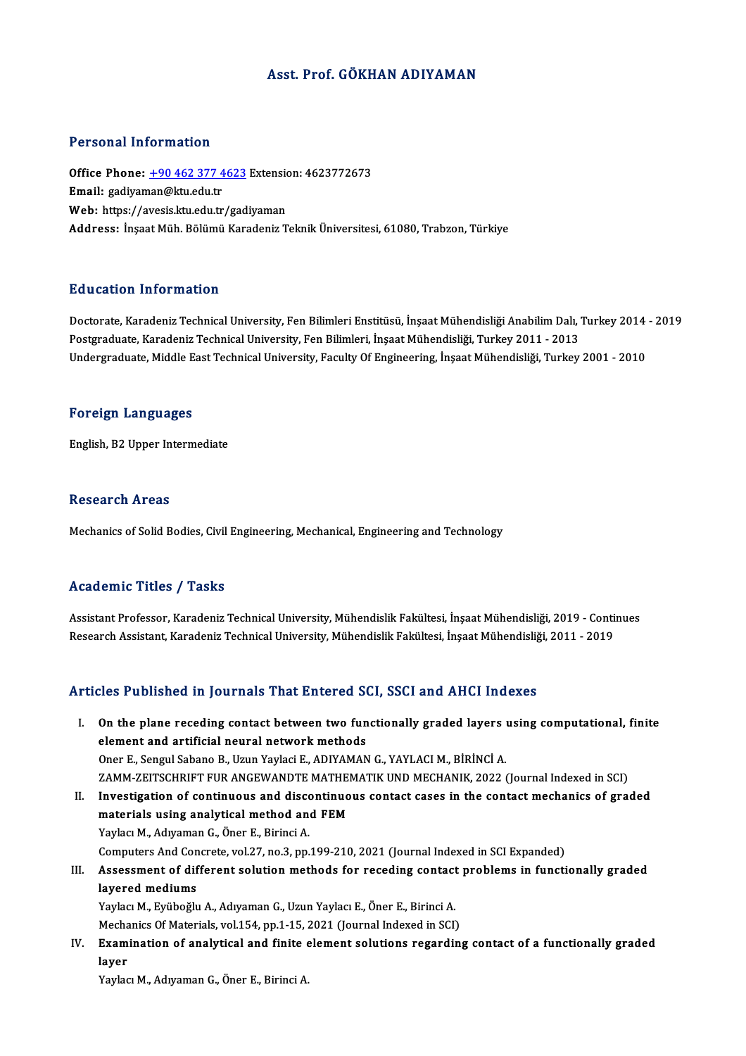# Asst. Prof. GÖKHAN ADIYAMAN

## Personal Information

**Office Phone:** +90 462 377 4623 Extension: 4623772673
**Email:** gadiyaman@ktu.edu.tr
**Web:** https://avesis.ktu.edu.tr/gadiyaman
**Address:** İnşaat Müh. Bölümü Karadeniz Teknik Üniversitesi, 61080, Trabzon, Türkiye

## Education Information

Doctorate, Karadeniz Technical University, Fen Bilimleri Enstitüsü, İnşaat Mühendisliği Anabilim Dalı, Turkey 2014 - 2019
Postgraduate, Karadeniz Technical University, Fen Bilimleri, İnşaat Mühendisliği, Turkey 2011 - 2013
Undergraduate, Middle East Technical University, Faculty Of Engineering, İnşaat Mühendisliği, Turkey 2001 - 2010

## Foreign Languages

English, B2 Upper Intermediate

## Research Areas

Mechanics of Solid Bodies, Civil Engineering, Mechanical, Engineering and Technology

## Academic Titles / Tasks

Assistant Professor, Karadeniz Technical University, Mühendislik Fakültesi, İnşaat Mühendisliği, 2019 - Continues
Research Assistant, Karadeniz Technical University, Mühendislik Fakültesi, İnşaat Mühendisliği, 2011 - 2019

## Articles Published in Journals That Entered SCI, SSCI and AHCI Indexes

I. **On the plane receding contact between two functionally graded layers using computational, finite element and artificial neural network methods**
   Oner E., Sengul Sabano B., Uzun Yaylaci E., ADIYAMAN G., YAYLACI M., BİRİNCİ A.
   ZAMM-ZEITSCHRIFT FUR ANGEWANDTE MATHEMATIK UND MECHANIK, 2022 (Journal Indexed in SCI)

II. **Investigation of continuous and discontinuous contact cases in the contact mechanics of graded materials using analytical method and FEM**
   Yaylacı M., Adıyaman G., Öner E., Birinci A.
   Computers And Concrete, vol.27, no.3, pp.199-210, 2021 (Journal Indexed in SCI Expanded)

III. **Assessment of different solution methods for receding contact problems in functionally graded layered mediums**
   Yaylacı M., Eyüboğlu A., Adıyaman G., Uzun Yaylacı E., Öner E., Birinci A.
   Mechanics Of Materials, vol.154, pp.1-15, 2021 (Journal Indexed in SCI)

IV. **Examination of analytical and finite element solutions regarding contact of a functionally graded layer**
   Yaylacı M., Adıyaman G., Öner E., Birinci A.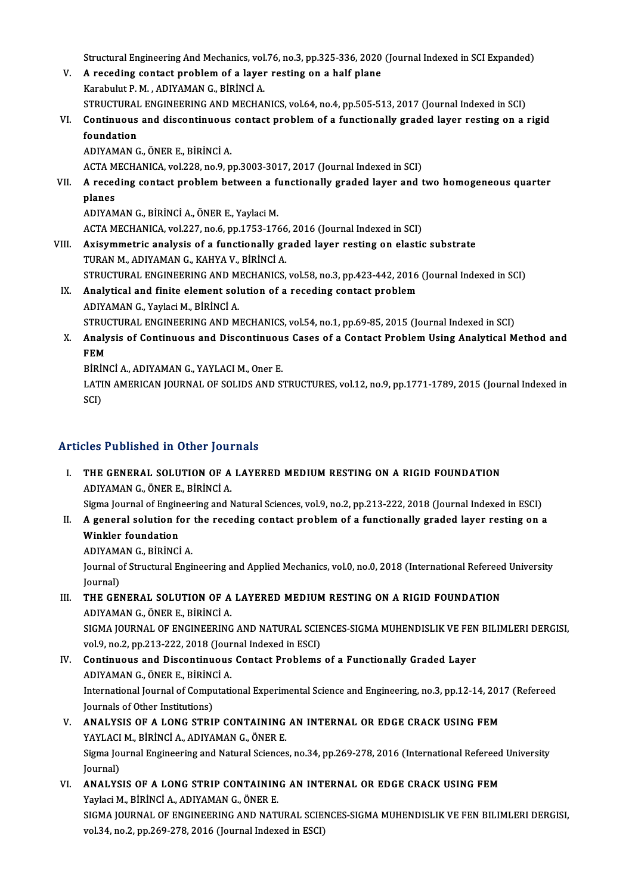Structural Engineering And Mechanics, vol.76, no.3, pp.325-336, 2020 (Journal Indexed in SCI Expanded)

V. **A receding contact problem of a layer resting on a half plane**
Karabulut P. M. , ADIYAMAN G., BİRİNCİ A.
STRUCTURAL ENGINEERING AND MECHANICS, vol.64, no.4, pp.505-513, 2017 (Journal Indexed in SCI)

VI. **Continuous and discontinuous contact problem of a functionally graded layer resting on a rigid foundation**
ADIYAMAN G., ÖNER E., BİRİNCİ A.
ACTA MECHANICA, vol.228, no.9, pp.3003-3017, 2017 (Journal Indexed in SCI)

VII. **A receding contact problem between a functionally graded layer and two homogeneous quarter planes**
ADIYAMAN G., BİRİNCİ A., ÖNER E., Yaylaci M.
ACTA MECHANICA, vol.227, no.6, pp.1753-1766, 2016 (Journal Indexed in SCI)

VIII. **Axisymmetric analysis of a functionally graded layer resting on elastic substrate**
TURAN M., ADIYAMAN G., KAHYA V., BİRİNCİ A.
STRUCTURAL ENGINEERING AND MECHANICS, vol.58, no.3, pp.423-442, 2016 (Journal Indexed in SCI)

IX. **Analytical and finite element solution of a receding contact problem**
ADIYAMAN G., Yaylaci M., BİRİNCİ A.
STRUCTURAL ENGINEERING AND MECHANICS, vol.54, no.1, pp.69-85, 2015 (Journal Indexed in SCI)

X. **Analysis of Continuous and Discontinuous Cases of a Contact Problem Using Analytical Method and FEM**
BİRİNCİ A., ADIYAMAN G., YAYLACI M., Oner E.
LATIN AMERICAN JOURNAL OF SOLIDS AND STRUCTURES, vol.12, no.9, pp.1771-1789, 2015 (Journal Indexed in SCI)

## Articles Published in Other Journals

I. **THE GENERAL SOLUTION OF A LAYERED MEDIUM RESTING ON A RIGID FOUNDATION**
ADIYAMAN G., ÖNER E., BİRİNCİ A.
Sigma Journal of Engineering and Natural Sciences, vol.9, no.2, pp.213-222, 2018 (Journal Indexed in ESCI)

II. **A general solution for the receding contact problem of a functionally graded layer resting on a Winkler foundation**
ADIYAMAN G., BİRİNCİ A.
Journal of Structural Engineering and Applied Mechanics, vol.0, no.0, 2018 (International Refereed University Journal)

III. **THE GENERAL SOLUTION OF A LAYERED MEDIUM RESTING ON A RIGID FOUNDATION**
ADIYAMAN G., ÖNER E., BİRİNCİ A.
SIGMA JOURNAL OF ENGINEERING AND NATURAL SCIENCES-SIGMA MUHENDISLIK VE FEN BILIMLERI DERGISI, vol.9, no.2, pp.213-222, 2018 (Journal Indexed in ESCI)

IV. **Continuous and Discontinuous Contact Problems of a Functionally Graded Layer**
ADIYAMAN G., ÖNER E., BİRİNCİ A.
International Journal of Computational Experimental Science and Engineering, no.3, pp.12-14, 2017 (Refereed Journals of Other Institutions)

V. **ANALYSIS OF A LONG STRIP CONTAINING AN INTERNAL OR EDGE CRACK USING FEM**
YAYLACI M., BİRİNCİ A., ADIYAMAN G., ÖNER E.
Sigma Journal Engineering and Natural Sciences, no.34, pp.269-278, 2016 (International Refereed University Journal)

VI. **ANALYSIS OF A LONG STRIP CONTAINING AN INTERNAL OR EDGE CRACK USING FEM**
Yaylaci M., BİRİNCİ A., ADIYAMAN G., ÖNER E.
SIGMA JOURNAL OF ENGINEERING AND NATURAL SCIENCES-SIGMA MUHENDISLIK VE FEN BILIMLERI DERGISI, vol.34, no.2, pp.269-278, 2016 (Journal Indexed in ESCI)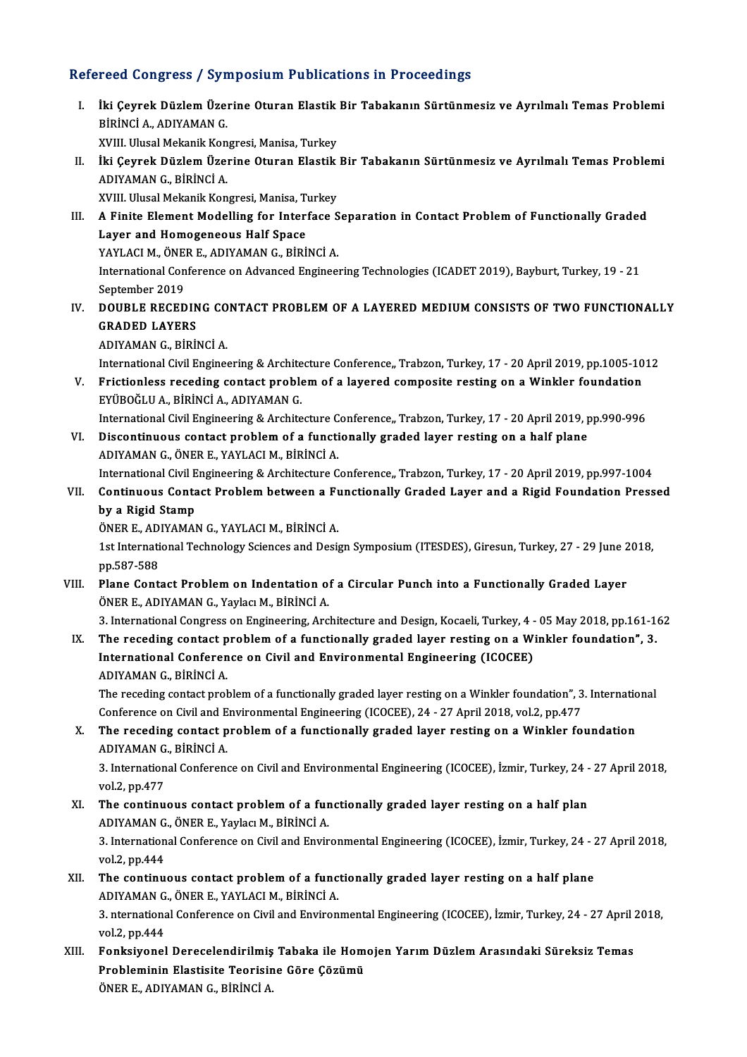## Refereed Congress / Symposium Publications in Proceedings

I. **İki Çeyrek Düzlem Üzerine Oturan Elastik Bir Tabakanın Sürtünmesiz ve Ayrılmalı Temas Problemi**
   BİRİNCİ A., ADIYAMAN G.
   XVIII. Ulusal Mekanik Kongresi, Manisa, Turkey

II. **İki Çeyrek Düzlem Üzerine Oturan Elastik Bir Tabakanın Sürtünmesiz ve Ayrılmalı Temas Problemi**
   ADIYAMAN G., BİRİNCİ A.
   XVIII. Ulusal Mekanik Kongresi, Manisa, Turkey

III. **A Finite Element Modelling for Interface Separation in Contact Problem of Functionally Graded Layer and Homogeneous Half Space**
   YAYLACI M., ÖNER E., ADIYAMAN G., BİRİNCİ A.
   International Conference on Advanced Engineering Technologies (ICADET 2019), Bayburt, Turkey, 19 - 21 September 2019

IV. **DOUBLE RECEDING CONTACT PROBLEM OF A LAYERED MEDIUM CONSISTS OF TWO FUNCTIONALLY GRADED LAYERS**
   ADIYAMAN G., BİRİNCİ A.
   International Civil Engineering & Architecture Conference,, Trabzon, Turkey, 17 - 20 April 2019, pp.1005-1012

V. **Frictionless receding contact problem of a layered composite resting on a Winkler foundation**
   EYÜBOĞLU A., BİRİNCİ A., ADIYAMAN G.
   International Civil Engineering & Architecture Conference,, Trabzon, Turkey, 17 - 20 April 2019, pp.990-996

VI. **Discontinuous contact problem of a functionally graded layer resting on a half plane**
   ADIYAMAN G., ÖNER E., YAYLACI M., BİRİNCİ A.
   International Civil Engineering & Architecture Conference,, Trabzon, Turkey, 17 - 20 April 2019, pp.997-1004

VII. **Continuous Contact Problem between a Functionally Graded Layer and a Rigid Foundation Pressed by a Rigid Stamp**
   ÖNER E., ADIYAMAN G., YAYLACI M., BİRİNCİ A.
   1st International Technology Sciences and Design Symposium (ITESDES), Giresun, Turkey, 27 - 29 June 2018, pp.587-588

VIII. **Plane Contact Problem on Indentation of a Circular Punch into a Functionally Graded Layer**
   ÖNER E., ADIYAMAN G., Yaylacı M., BİRİNCİ A.
   3. International Congress on Engineering, Architecture and Design, Kocaeli, Turkey, 4 - 05 May 2018, pp.161-162

IX. **The receding contact problem of a functionally graded layer resting on a Winkler foundation", 3. International Conference on Civil and Environmental Engineering (ICOCEE)**
   ADIYAMAN G., BİRİNCİ A.
   The receding contact problem of a functionally graded layer resting on a Winkler foundation", 3. International Conference on Civil and Environmental Engineering (ICOCEE), 24 - 27 April 2018, vol.2, pp.477

X. **The receding contact problem of a functionally graded layer resting on a Winkler foundation**
   ADIYAMAN G., BİRİNCİ A.
   3. International Conference on Civil and Environmental Engineering (ICOCEE), İzmir, Turkey, 24 - 27 April 2018, vol.2, pp.477

XI. **The continuous contact problem of a functionally graded layer resting on a half plan**
   ADIYAMAN G., ÖNER E., Yaylacı M., BİRİNCİ A.
   3. International Conference on Civil and Environmental Engineering (ICOCEE), İzmir, Turkey, 24 - 27 April 2018, vol.2, pp.444

XII. **The continuous contact problem of a functionally graded layer resting on a half plane**
   ADIYAMAN G., ÖNER E., YAYLACI M., BİRİNCİ A.
   3. nternational Conference on Civil and Environmental Engineering (ICOCEE), İzmir, Turkey, 24 - 27 April 2018, vol.2, pp.444

XIII. **Fonksiyonel Derecelendirilmiş Tabaka ile Homojen Yarım Düzlem Arasındaki Süreksiz Temas Probleminin Elastisite Teorisine Göre Çözümü**
   ÖNER E., ADIYAMAN G., BİRİNCİ A.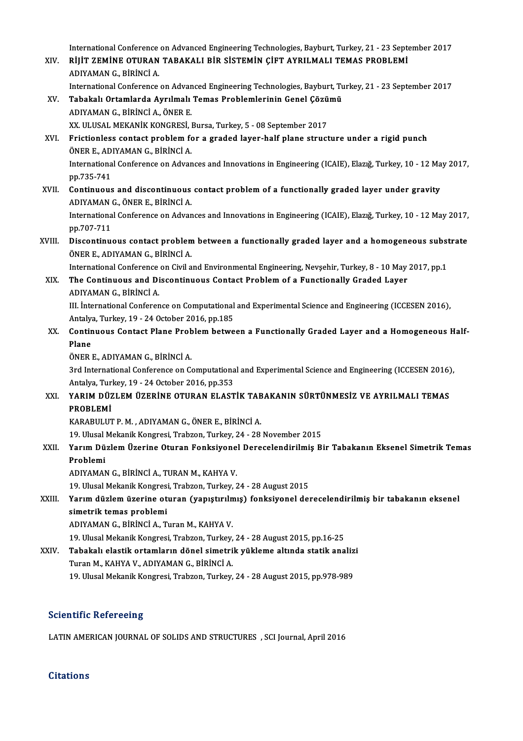International Conference on Advanced Engineering Technologies, Bayburt, Turkey, 21 - 23 September 2017

XIV. **RİJİT ZEMİNE OTURAN TABAKALI BİR SİSTEMİN ÇİFT AYRILMALI TEMAS PROBLEMİ**
ADIYAMAN G., BİRİNCİ A.
International Conference on Advanced Engineering Technologies, Bayburt, Turkey, 21 - 23 September 2017

XV. **Tabakalı Ortamlarda Ayrılmalı Temas Problemlerinin Genel Çözümü**
ADIYAMAN G., BİRİNCİ A., ÖNER E.
XX. ULUSAL MEKANİK KONGRESİ, Bursa, Turkey, 5 - 08 September 2017

XVI. **Frictionless contact problem for a graded layer-half plane structure under a rigid punch**
ÖNER E., ADIYAMAN G., BİRİNCİ A.
International Conference on Advances and Innovations in Engineering (ICAIE), Elazığ, Turkey, 10 - 12 May 2017, pp.735-741

XVII. **Continuous and discontinuous contact problem of a functionally graded layer under gravity**
ADIYAMAN G., ÖNER E., BİRİNCİ A.
International Conference on Advances and Innovations in Engineering (ICAIE), Elazığ, Turkey, 10 - 12 May 2017, pp.707-711

XVIII. **Discontinuous contact problem between a functionally graded layer and a homogeneous substrate**
ÖNER E., ADIYAMAN G., BİRİNCİ A.
International Conference on Civil and Environmental Engineering, Nevşehir, Turkey, 8 - 10 May 2017, pp.1

XIX. **The Continuous and Discontinuous Contact Problem of a Functionally Graded Layer**
ADIYAMAN G., BİRİNCİ A.
III. İnternational Conference on Computational and Experimental Science and Engineering (ICCESEN 2016), Antalya, Turkey, 19 - 24 October 2016, pp.185

XX. **Continuous Contact Plane Problem between a Functionally Graded Layer and a Homogeneous Half-Plane**
ÖNER E., ADIYAMAN G., BİRİNCİ A.
3rd International Conference on Computational and Experimental Science and Engineering (ICCESEN 2016), Antalya, Turkey, 19 - 24 October 2016, pp.353

XXI. **YARIM DÜZLEM ÜZERİNE OTURAN ELASTİK TABAKANIN SÜRTÜNMESİZ VE AYRILMALI TEMAS PROBLEMİ**
KARABULUT P. M. , ADIYAMAN G., ÖNER E., BİRİNCİ A.
19. Ulusal Mekanik Kongresi, Trabzon, Turkey, 24 - 28 November 2015

XXII. **Yarım Düzlem Üzerine Oturan Fonksiyonel Derecelendirilmiş Bir Tabakanın Eksenel Simetrik Temas Problemi**
ADIYAMAN G., BİRİNCİ A., TURAN M., KAHYA V.
19. Ulusal Mekanik Kongresi, Trabzon, Turkey, 24 - 28 August 2015

XXIII. **Yarım düzlem üzerine oturan (yapıştırılmış) fonksiyonel derecelendirilmiş bir tabakanın eksenel simetrik temas problemi**
ADIYAMAN G., BİRİNCİ A., Turan M., KAHYA V.
19. Ulusal Mekanik Kongresi, Trabzon, Turkey, 24 - 28 August 2015, pp.16-25

XXIV. **Tabakalı elastik ortamların dönel simetrik yükleme altında statik analizi**
Turan M., KAHYA V., ADIYAMAN G., BİRİNCİ A.
19. Ulusal Mekanik Kongresi, Trabzon, Turkey, 24 - 28 August 2015, pp.978-989

## Scientific Refereeing

LATIN AMERICAN JOURNAL OF SOLIDS AND STRUCTURES , SCI Journal, April 2016

## Citations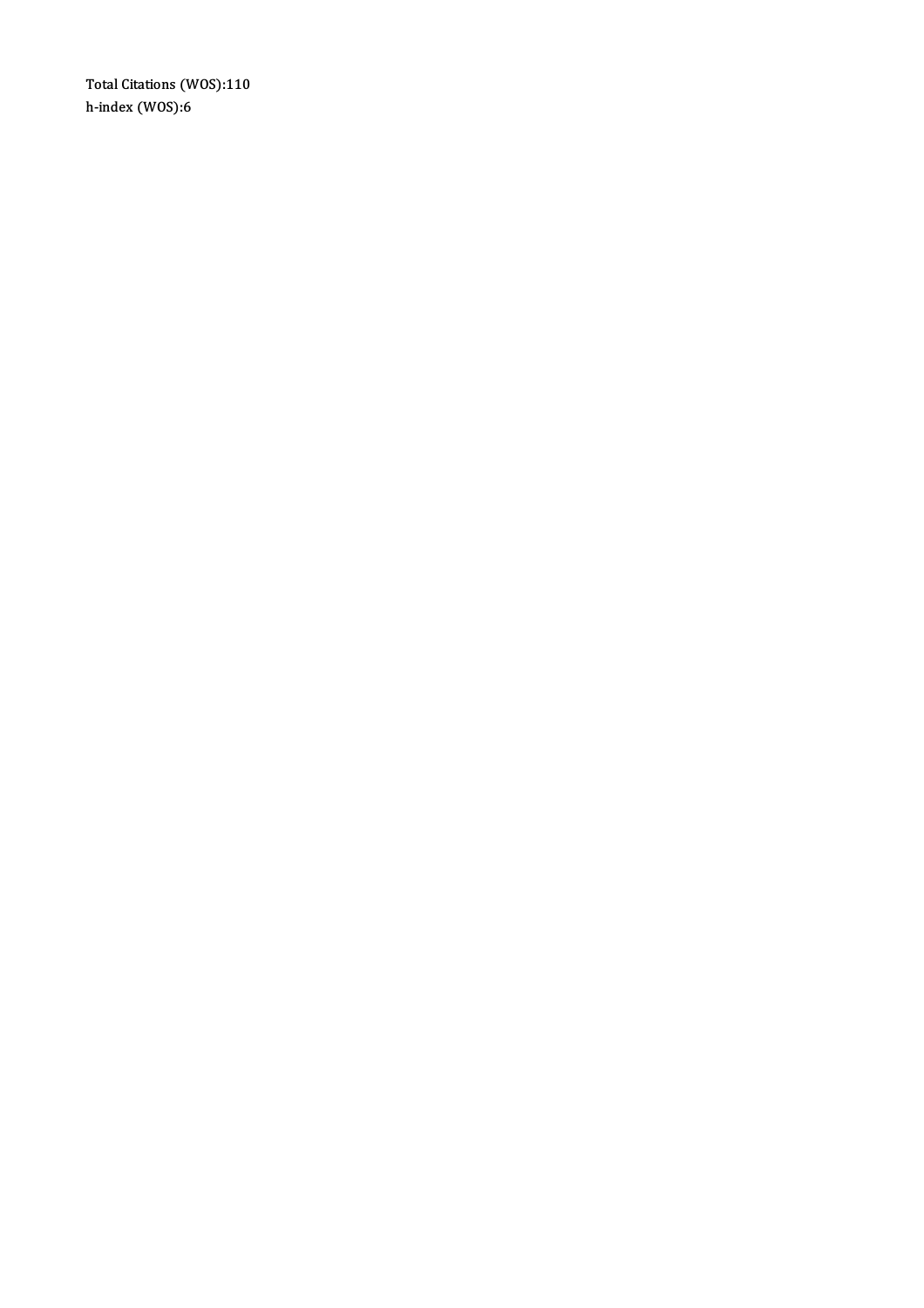Total Citations (WOS):110
h-index (WOS):6